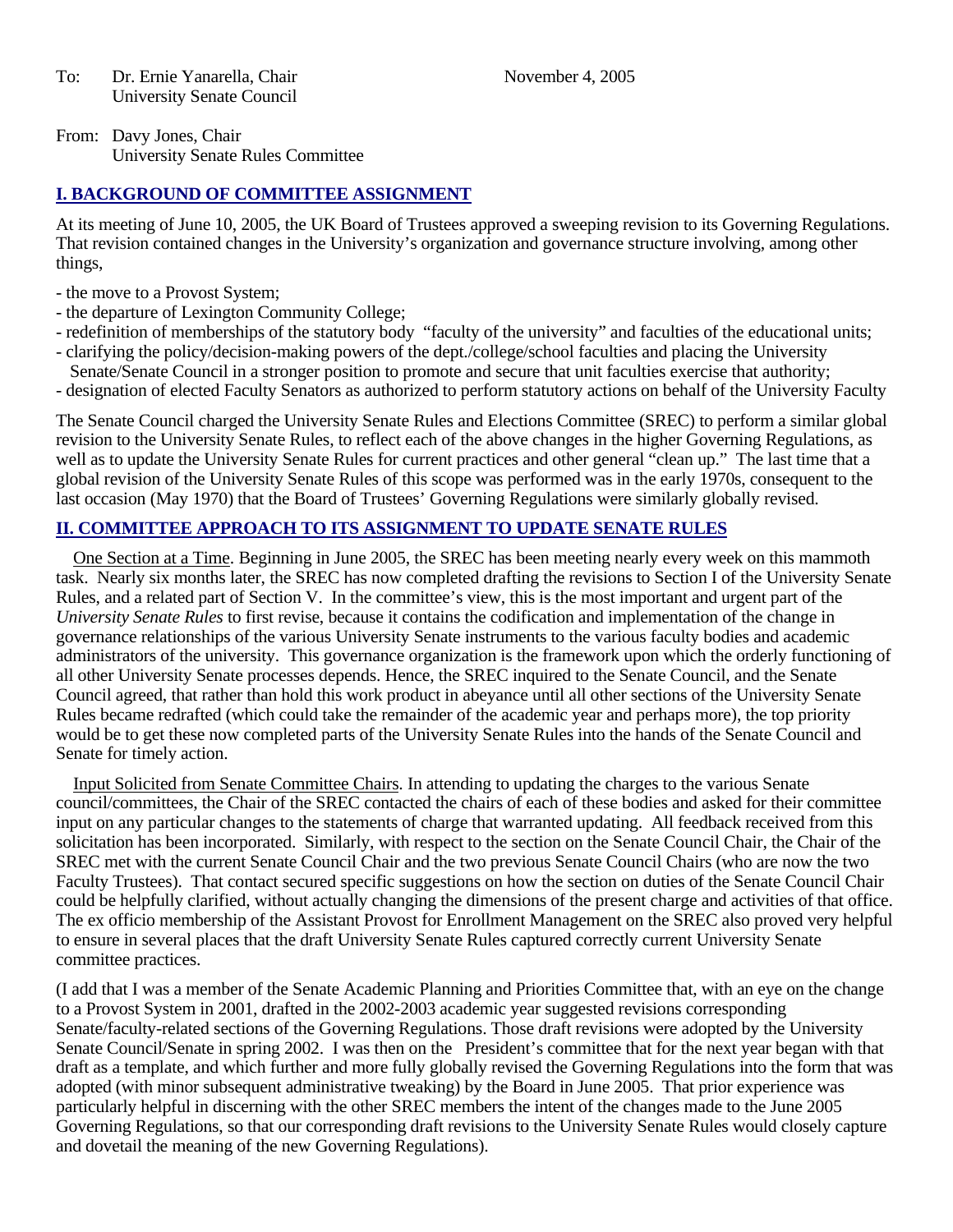To: Dr. Ernie Yanarella, Chair
University Senate Council

November 4, 2005

From: Davy Jones, Chair
University Senate Rules Committee

## I. BACKGROUND OF COMMITTEE ASSIGNMENT

At its meeting of June 10, 2005, the UK Board of Trustees approved a sweeping revision to its Governing Regulations. That revision contained changes in the University's organization and governance structure involving, among other things,

- the move to a Provost System;
- the departure of Lexington Community College;
- redefinition of memberships of the statutory body "faculty of the university" and faculties of the educational units;
- clarifying the policy/decision-making powers of the dept./college/school faculties and placing the University Senate/Senate Council in a stronger position to promote and secure that unit faculties exercise that authority;
- designation of elected Faculty Senators as authorized to perform statutory actions on behalf of the University Faculty

The Senate Council charged the University Senate Rules and Elections Committee (SREC) to perform a similar global revision to the University Senate Rules, to reflect each of the above changes in the higher Governing Regulations, as well as to update the University Senate Rules for current practices and other general "clean up." The last time that a global revision of the University Senate Rules of this scope was performed was in the early 1970s, consequent to the last occasion (May 1970) that the Board of Trustees' Governing Regulations were similarly globally revised.

## II. COMMITTEE APPROACH TO ITS ASSIGNMENT TO UPDATE SENATE RULES

One Section at a Time. Beginning in June 2005, the SREC has been meeting nearly every week on this mammoth task. Nearly six months later, the SREC has now completed drafting the revisions to Section I of the University Senate Rules, and a related part of Section V. In the committee's view, this is the most important and urgent part of the *University Senate Rules* to first revise, because it contains the codification and implementation of the change in governance relationships of the various University Senate instruments to the various faculty bodies and academic administrators of the university. This governance organization is the framework upon which the orderly functioning of all other University Senate processes depends. Hence, the SREC inquired to the Senate Council, and the Senate Council agreed, that rather than hold this work product in abeyance until all other sections of the University Senate Rules became redrafted (which could take the remainder of the academic year and perhaps more), the top priority would be to get these now completed parts of the University Senate Rules into the hands of the Senate Council and Senate for timely action.

Input Solicited from Senate Committee Chairs. In attending to updating the charges to the various Senate council/committees, the Chair of the SREC contacted the chairs of each of these bodies and asked for their committee input on any particular changes to the statements of charge that warranted updating. All feedback received from this solicitation has been incorporated. Similarly, with respect to the section on the Senate Council Chair, the Chair of the SREC met with the current Senate Council Chair and the two previous Senate Council Chairs (who are now the two Faculty Trustees). That contact secured specific suggestions on how the section on duties of the Senate Council Chair could be helpfully clarified, without actually changing the dimensions of the present charge and activities of that office. The ex officio membership of the Assistant Provost for Enrollment Management on the SREC also proved very helpful to ensure in several places that the draft University Senate Rules captured correctly current University Senate committee practices.

(I add that I was a member of the Senate Academic Planning and Priorities Committee that, with an eye on the change to a Provost System in 2001, drafted in the 2002-2003 academic year suggested revisions corresponding Senate/faculty-related sections of the Governing Regulations. Those draft revisions were adopted by the University Senate Council/Senate in spring 2002. I was then on the President's committee that for the next year began with that draft as a template, and which further and more fully globally revised the Governing Regulations into the form that was adopted (with minor subsequent administrative tweaking) by the Board in June 2005. That prior experience was particularly helpful in discerning with the other SREC members the intent of the changes made to the June 2005 Governing Regulations, so that our corresponding draft revisions to the University Senate Rules would closely capture and dovetail the meaning of the new Governing Regulations).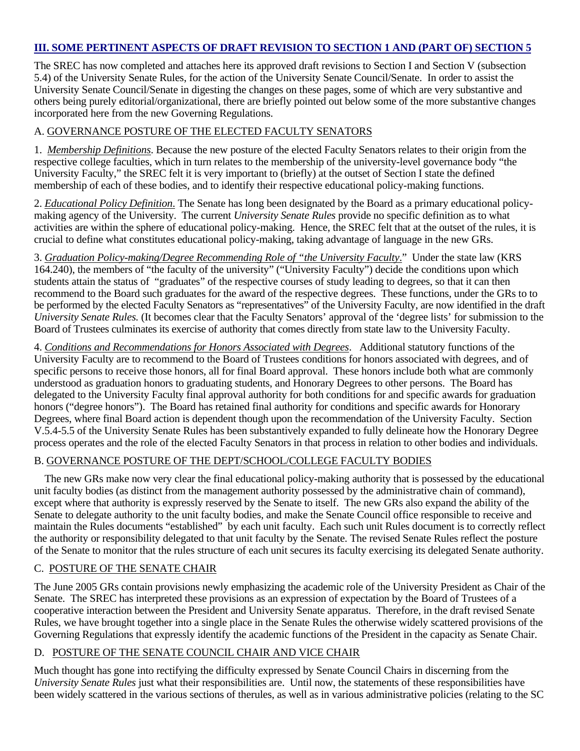## III. SOME PERTINENT ASPECTS OF DRAFT REVISION TO SECTION 1 AND (PART OF) SECTION 5

The SREC has now completed and attaches here its approved draft revisions to Section I and Section V (subsection 5.4) of the University Senate Rules, for the action of the University Senate Council/Senate. In order to assist the University Senate Council/Senate in digesting the changes on these pages, some of which are very substantive and others being purely editorial/organizational, there are briefly pointed out below some of the more substantive changes incorporated here from the new Governing Regulations.

### A. GOVERNANCE POSTURE OF THE ELECTED FACULTY SENATORS

1. *Membership Definitions*. Because the new posture of the elected Faculty Senators relates to their origin from the respective college faculties, which in turn relates to the membership of the university-level governance body "the University Faculty," the SREC felt it is very important to (briefly) at the outset of Section I state the defined membership of each of these bodies, and to identify their respective educational policy-making functions.

2. *Educational Policy Definition*. The Senate has long been designated by the Board as a primary educational policy-making agency of the University. The current *University Senate Rules* provide no specific definition as to what activities are within the sphere of educational policy-making. Hence, the SREC felt that at the outset of the rules, it is crucial to define what constitutes educational policy-making, taking advantage of language in the new GRs.

3. *Graduation Policy-making/Degree Recommending Role of "the University Faculty*." Under the state law (KRS 164.240), the members of "the faculty of the university" ("University Faculty") decide the conditions upon which students attain the status of "graduates" of the respective courses of study leading to degrees, so that it can then recommend to the Board such graduates for the award of the respective degrees. These functions, under the GRs to to be performed by the elected Faculty Senators as "representatives" of the University Faculty, are now identified in the draft *University Senate Rules.* (It becomes clear that the Faculty Senators' approval of the 'degree lists' for submission to the Board of Trustees culminates its exercise of authority that comes directly from state law to the University Faculty.

4. *Conditions and Recommendations for Honors Associated with Degrees*. Additional statutory functions of the University Faculty are to recommend to the Board of Trustees conditions for honors associated with degrees, and of specific persons to receive those honors, all for final Board approval. These honors include both what are commonly understood as graduation honors to graduating students, and Honorary Degrees to other persons. The Board has delegated to the University Faculty final approval authority for both conditions for and specific awards for graduation honors ("degree honors"). The Board has retained final authority for conditions and specific awards for Honorary Degrees, where final Board action is dependent though upon the recommendation of the University Faculty. Section V.5.4-5.5 of the University Senate Rules has been substantively expanded to fully delineate how the Honorary Degree process operates and the role of the elected Faculty Senators in that process in relation to other bodies and individuals.

### B. GOVERNANCE POSTURE OF THE DEPT/SCHOOL/COLLEGE FACULTY BODIES

The new GRs make now very clear the final educational policy-making authority that is possessed by the educational unit faculty bodies (as distinct from the management authority possessed by the administrative chain of command), except where that authority is expressly reserved by the Senate to itself. The new GRs also expand the ability of the Senate to delegate authority to the unit faculty bodies, and make the Senate Council office responsible to receive and maintain the Rules documents "established" by each unit faculty. Each such unit Rules document is to correctly reflect the authority or responsibility delegated to that unit faculty by the Senate. The revised Senate Rules reflect the posture of the Senate to monitor that the rules structure of each unit secures its faculty exercising its delegated Senate authority.

### C. POSTURE OF THE SENATE CHAIR

The June 2005 GRs contain provisions newly emphasizing the academic role of the University President as Chair of the Senate. The SREC has interpreted these provisions as an expression of expectation by the Board of Trustees of a cooperative interaction between the President and University Senate apparatus. Therefore, in the draft revised Senate Rules, we have brought together into a single place in the Senate Rules the otherwise widely scattered provisions of the Governing Regulations that expressly identify the academic functions of the President in the capacity as Senate Chair.

### D. POSTURE OF THE SENATE COUNCIL CHAIR AND VICE CHAIR

Much thought has gone into rectifying the difficulty expressed by Senate Council Chairs in discerning from the *University Senate Rules* just what their responsibilities are. Until now, the statements of these responsibilities have been widely scattered in the various sections of therules, as well as in various administrative policies (relating to the SC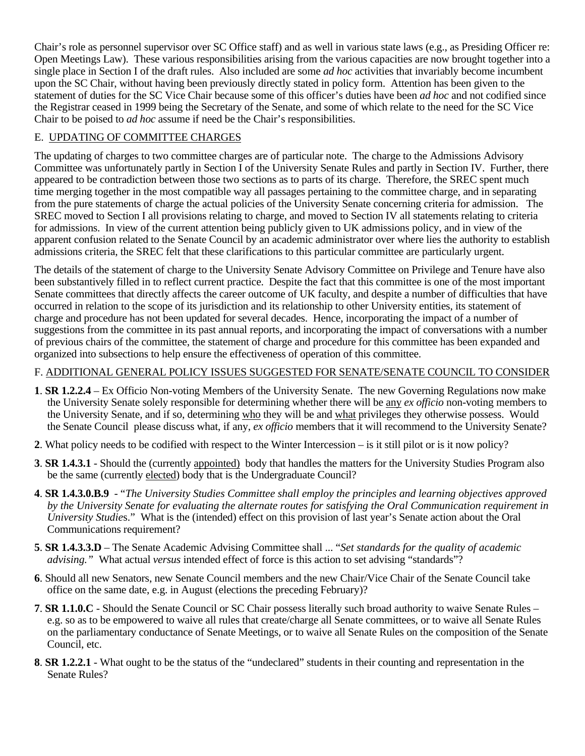Chair's role as personnel supervisor over SC Office staff) and as well in various state laws (e.g., as Presiding Officer re: Open Meetings Law). These various responsibilities arising from the various capacities are now brought together into a single place in Section I of the draft rules. Also included are some *ad hoc* activities that invariably become incumbent upon the SC Chair, without having been previously directly stated in policy form. Attention has been given to the statement of duties for the SC Vice Chair because some of this officer's duties have been *ad hoc* and not codified since the Registrar ceased in 1999 being the Secretary of the Senate, and some of which relate to the need for the SC Vice Chair to be poised to *ad hoc* assume if need be the Chair's responsibilities.

## E. <u>UPDATING OF COMMITTEE CHARGES</u>

The updating of charges to two committee charges are of particular note. The charge to the Admissions Advisory Committee was unfortunately partly in Section I of the University Senate Rules and partly in Section IV. Further, there appeared to be contradiction between those two sections as to parts of its charge. Therefore, the SREC spent much time merging together in the most compatible way all passages pertaining to the committee charge, and in separating from the pure statements of charge the actual policies of the University Senate concerning criteria for admission. The SREC moved to Section I all provisions relating to charge, and moved to Section IV all statements relating to criteria for admissions. In view of the current attention being publicly given to UK admissions policy, and in view of the apparent confusion related to the Senate Council by an academic administrator over where lies the authority to establish admissions criteria, the SREC felt that these clarifications to this particular committee are particularly urgent.

The details of the statement of charge to the University Senate Advisory Committee on Privilege and Tenure have also been substantively filled in to reflect current practice. Despite the fact that this committee is one of the most important Senate committees that directly affects the career outcome of UK faculty, and despite a number of difficulties that have occurred in relation to the scope of its jurisdiction and its relationship to other University entities, its statement of charge and procedure has not been updated for several decades. Hence, incorporating the impact of a number of suggestions from the committee in its past annual reports, and incorporating the impact of conversations with a number of previous chairs of the committee, the statement of charge and procedure for this committee has been expanded and organized into subsections to help ensure the effectiveness of operation of this committee.

## F. <u>ADDITIONAL GENERAL POLICY ISSUES SUGGESTED FOR SENATE/SENATE COUNCIL TO CONSIDER</u>

**1**. **SR 1.2.2.4** – Ex Officio Non-voting Members of the University Senate. The new Governing Regulations now make the University Senate solely responsible for determining whether there will be <u>any</u> *ex officio* non-voting members to the University Senate, and if so, determining <u>who</u> they will be and <u>what</u> privileges they otherwise possess. Would the Senate Council please discuss what, if any, *ex officio* members that it will recommend to the University Senate?

**2**. What policy needs to be codified with respect to the Winter Intercession – is it still pilot or is it now policy?

**3**. **SR 1.4.3.1** - Should the (currently <u>appointed</u>) body that handles the matters for the University Studies Program also be the same (currently <u>elected</u>) body that is the Undergraduate Council?

**4**. **SR 1.4.3.0.B.9** - "*The University Studies Committee shall employ the principles and learning objectives approved by the University Senate for evaluating the alternate routes for satisfying the Oral Communication requirement in University Studie*s." What is the (intended) effect on this provision of last year's Senate action about the Oral Communications requirement?

**5**. **SR 1.4.3.3.D** – The Senate Academic Advising Committee shall ... "*Set standards for the quality of academic advising."* What actual *versus* intended effect of force is this action to set advising "standards"?

**6**. Should all new Senators, new Senate Council members and the new Chair/Vice Chair of the Senate Council take office on the same date, e.g. in August (elections the preceding February)?

**7**. **SR 1.1.0.C** - Should the Senate Council or SC Chair possess literally such broad authority to waive Senate Rules – e.g. so as to be empowered to waive all rules that create/charge all Senate committees, or to waive all Senate Rules on the parliamentary conductance of Senate Meetings, or to waive all Senate Rules on the composition of the Senate Council, etc.

**8**. **SR 1.2.2.1** - What ought to be the status of the "undeclared" students in their counting and representation in the Senate Rules?